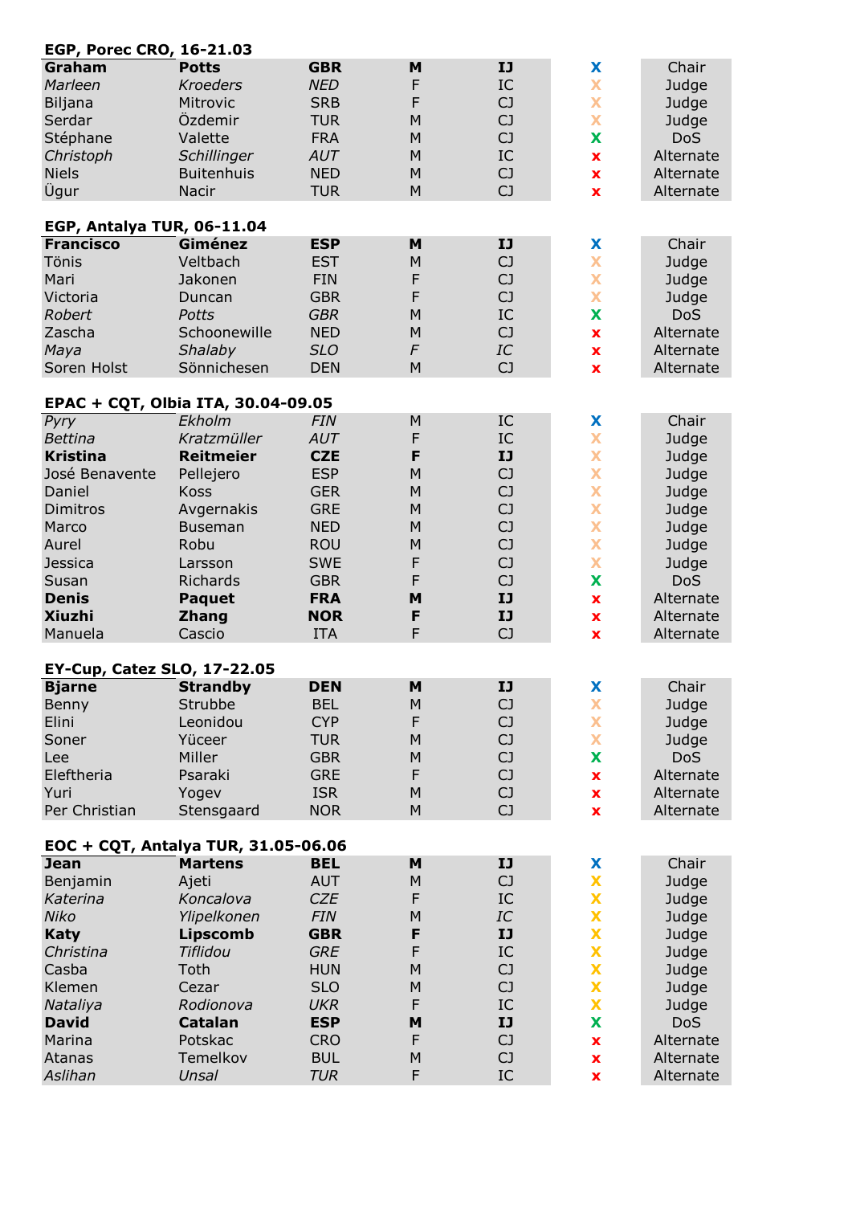**EGP, Porec CRO, 16-21.03**

| | | | | | | |
|---|---|---|---|---|---|---|
| **Graham** | **Potts** | **GBR** | **M** | **IJ** | x | Chair |
| *Marleen* | *Kroeders* | *NED* | F | IC | x | Judge |
| Biljana | Mitrovic | SRB | F | CJ | x | Judge |
| Serdar | Özdemir | TUR | M | CJ | x | Judge |
| Stéphane | Valette | FRA | M | CJ | x | DoS |
| *Christoph* | *Schillinger* | *AUT* | M | IC | x | Alternate |
| Niels | Buitenhuis | NED | M | CJ | x | Alternate |
| Ügur | Nacir | TUR | M | CJ | x | Alternate |

**EGP, Antalya TUR, 06-11.04**

| | | | | | | |
|---|---|---|---|---|---|---|
| **Francisco** | **Giménez** | **ESP** | **M** | **IJ** | x | Chair |
| Tönis | Veltbach | EST | M | CJ | x | Judge |
| Mari | Jakonen | FIN | F | CJ | x | Judge |
| Victoria | Duncan | GBR | F | CJ | x | Judge |
| *Robert* | *Potts* | *GBR* | M | IC | x | DoS |
| Zascha | Schoonewille | NED | M | CJ | x | Alternate |
| *Maya* | *Shalaby* | *SLO* | *F* | *IC* | x | Alternate |
| Soren Holst | Sönnichesen | DEN | M | CJ | x | Alternate |

**EPAC + CQT, Olbia ITA, 30.04-09.05**

| | | | | | | |
|---|---|---|---|---|---|---|
| *Pyry* | *Ekholm* | *FIN* | M | IC | x | Chair |
| *Bettina* | *Kratzmüller* | *AUT* | F | IC | x | Judge |
| **Kristina** | **Reitmeier** | **CZE** | **F** | **IJ** | x | Judge |
| José Benavente | Pellejero | ESP | M | CJ | x | Judge |
| Daniel | Koss | GER | M | CJ | x | Judge |
| Dimitros | Avgernakis | GRE | M | CJ | x | Judge |
| Marco | Buseman | NED | M | CJ | x | Judge |
| Aurel | Robu | ROU | M | CJ | x | Judge |
| Jessica | Larsson | SWE | F | CJ | x | Judge |
| Susan | Richards | GBR | F | CJ | x | DoS |
| **Denis** | **Paquet** | **FRA** | **M** | **IJ** | x | Alternate |
| **Xiuzhi** | **Zhang** | **NOR** | **F** | **IJ** | x | Alternate |
| Manuela | Cascio | ITA | F | CJ | x | Alternate |

**EY-Cup, Catez SLO, 17-22.05**

| | | | | | | |
|---|---|---|---|---|---|---|
| **Bjarne** | **Strandby** | **DEN** | **M** | **IJ** | x | Chair |
| Benny | Strubbe | BEL | M | CJ | x | Judge |
| Elini | Leonidou | CYP | F | CJ | x | Judge |
| Soner | Yüceer | TUR | M | CJ | x | Judge |
| Lee | Miller | GBR | M | CJ | x | DoS |
| Eleftheria | Psaraki | GRE | F | CJ | x | Alternate |
| Yuri | Yogev | ISR | M | CJ | x | Alternate |
| Per Christian | Stensgaard | NOR | M | CJ | x | Alternate |

**EOC + CQT, Antalya TUR, 31.05-06.06**

| | | | | | | |
|---|---|---|---|---|---|---|
| **Jean** | **Martens** | **BEL** | **M** | **IJ** | x | Chair |
| Benjamin | Ajeti | AUT | M | CJ | x | Judge |
| *Katerina* | *Koncalova* | *CZE* | F | IC | x | Judge |
| *Niko* | *Ylipelkonen* | *FIN* | M | *IC* | x | Judge |
| **Katy** | **Lipscomb** | **GBR** | **F** | **IJ** | x | Judge |
| *Christina* | *Tiflidou* | *GRE* | F | IC | x | Judge |
| Casba | Toth | HUN | M | CJ | x | Judge |
| Klemen | Cezar | SLO | M | CJ | x | Judge |
| *Nataliya* | *Rodionova* | *UKR* | F | IC | x | Judge |
| **David** | **Catalan** | **ESP** | **M** | **IJ** | x | DoS |
| Marina | Potskac | CRO | F | CJ | x | Alternate |
| Atanas | Temelkov | BUL | M | CJ | x | Alternate |
| *Aslihan* | *Unsal* | *TUR* | F | IC | x | Alternate |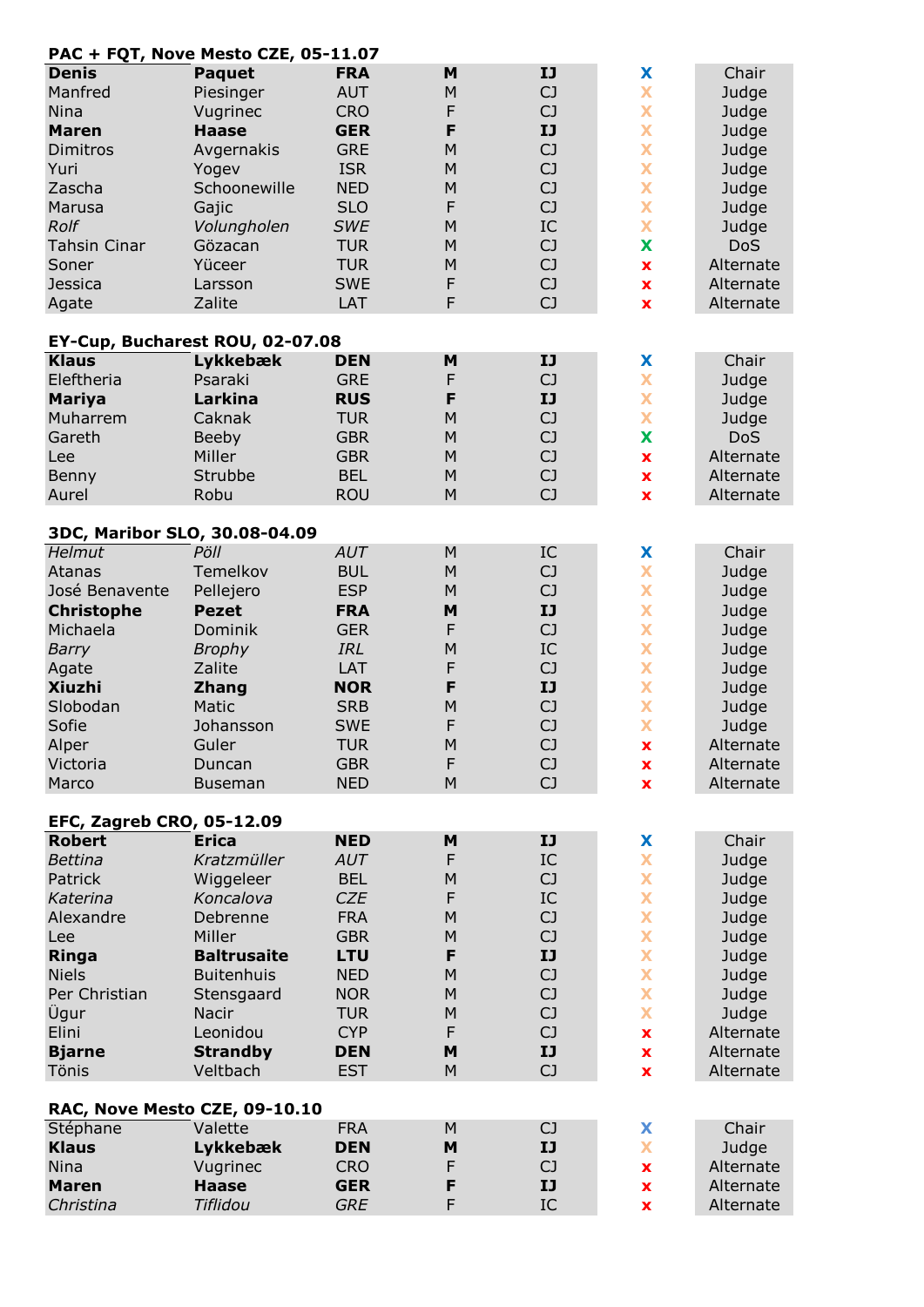**PAC + FQT, Nove Mesto CZE, 05-11.07**

| | | | | | | |
|---|---|---|---|---|---|---|
| **Denis** | **Paquet** | **FRA** | **M** | **IJ** | X | Chair |
| Manfred | Piesinger | AUT | M | CJ | X | Judge |
| Nina | Vugrinec | CRO | F | CJ | X | Judge |
| **Maren** | **Haase** | **GER** | **F** | **IJ** | X | Judge |
| Dimitros | Avgernakis | GRE | M | CJ | X | Judge |
| Yuri | Yogev | ISR | M | CJ | X | Judge |
| Zascha | Schoonewille | NED | M | CJ | X | Judge |
| Marusa | Gajic | SLO | F | CJ | X | Judge |
| *Rolf* | *Volungholen* | *SWE* | M | IC | X | Judge |
| Tahsin Cinar | Gözacan | TUR | M | CJ | X | DoS |
| Soner | Yüceer | TUR | M | CJ | x | Alternate |
| Jessica | Larsson | SWE | F | CJ | x | Alternate |
| Agate | Zalite | LAT | F | CJ | x | Alternate |

**EY-Cup, Bucharest ROU, 02-07.08**

| | | | | | | |
|---|---|---|---|---|---|---|
| **Klaus** | **Lykkebæk** | **DEN** | **M** | **IJ** | X | Chair |
| Eleftheria | Psaraki | GRE | F | CJ | X | Judge |
| **Mariya** | **Larkina** | **RUS** | **F** | **IJ** | X | Judge |
| Muharrem | Caknak | TUR | M | CJ | X | Judge |
| Gareth | Beeby | GBR | M | CJ | X | DoS |
| Lee | Miller | GBR | M | CJ | x | Alternate |
| Benny | Strubbe | BEL | M | CJ | x | Alternate |
| Aurel | Robu | ROU | M | CJ | x | Alternate |

**3DC, Maribor SLO, 30.08-04.09**

| | | | | | | |
|---|---|---|---|---|---|---|
| *Helmut* | *Pöll* | *AUT* | M | IC | X | Chair |
| Atanas | Temelkov | BUL | M | CJ | X | Judge |
| José Benavente | Pellejero | ESP | M | CJ | X | Judge |
| **Christophe** | **Pezet** | **FRA** | **M** | **IJ** | X | Judge |
| Michaela | Dominik | GER | F | CJ | X | Judge |
| *Barry* | *Brophy* | *IRL* | M | IC | X | Judge |
| Agate | Zalite | LAT | F | CJ | X | Judge |
| **Xiuzhi** | **Zhang** | **NOR** | **F** | **IJ** | X | Judge |
| Slobodan | Matic | SRB | M | CJ | X | Judge |
| Sofie | Johansson | SWE | F | CJ | X | Judge |
| Alper | Guler | TUR | M | CJ | x | Alternate |
| Victoria | Duncan | GBR | F | CJ | x | Alternate |
| Marco | Buseman | NED | M | CJ | x | Alternate |

**EFC, Zagreb CRO, 05-12.09**

| | | | | | | |
|---|---|---|---|---|---|---|
| **Robert** | **Erica** | **NED** | **M** | **IJ** | X | Chair |
| *Bettina* | *Kratzmüller* | *AUT* | F | IC | X | Judge |
| Patrick | Wiggeleer | BEL | M | CJ | X | Judge |
| *Katerina* | *Koncalova* | *CZE* | F | IC | X | Judge |
| Alexandre | Debrenne | FRA | M | CJ | X | Judge |
| Lee | Miller | GBR | M | CJ | X | Judge |
| **Ringa** | **Baltrusaite** | **LTU** | **F** | **IJ** | X | Judge |
| Niels | Buitenhuis | NED | M | CJ | X | Judge |
| Per Christian | Stensgaard | NOR | M | CJ | X | Judge |
| Ügur | Nacir | TUR | M | CJ | X | Judge |
| Elini | Leonidou | CYP | F | CJ | x | Alternate |
| **Bjarne** | **Strandby** | **DEN** | **M** | **IJ** | x | Alternate |
| Tönis | Veltbach | EST | M | CJ | x | Alternate |

**RAC, Nove Mesto CZE, 09-10.10**

| | | | | | | |
|---|---|---|---|---|---|---|
| Stéphane | Valette | FRA | M | CJ | X | Chair |
| **Klaus** | **Lykkebæk** | **DEN** | **M** | **IJ** | X | Judge |
| Nina | Vugrinec | CRO | F | CJ | x | Alternate |
| **Maren** | **Haase** | **GER** | **F** | **IJ** | x | Alternate |
| *Christina* | *Tiflidou* | *GRE* | F | IC | x | Alternate |